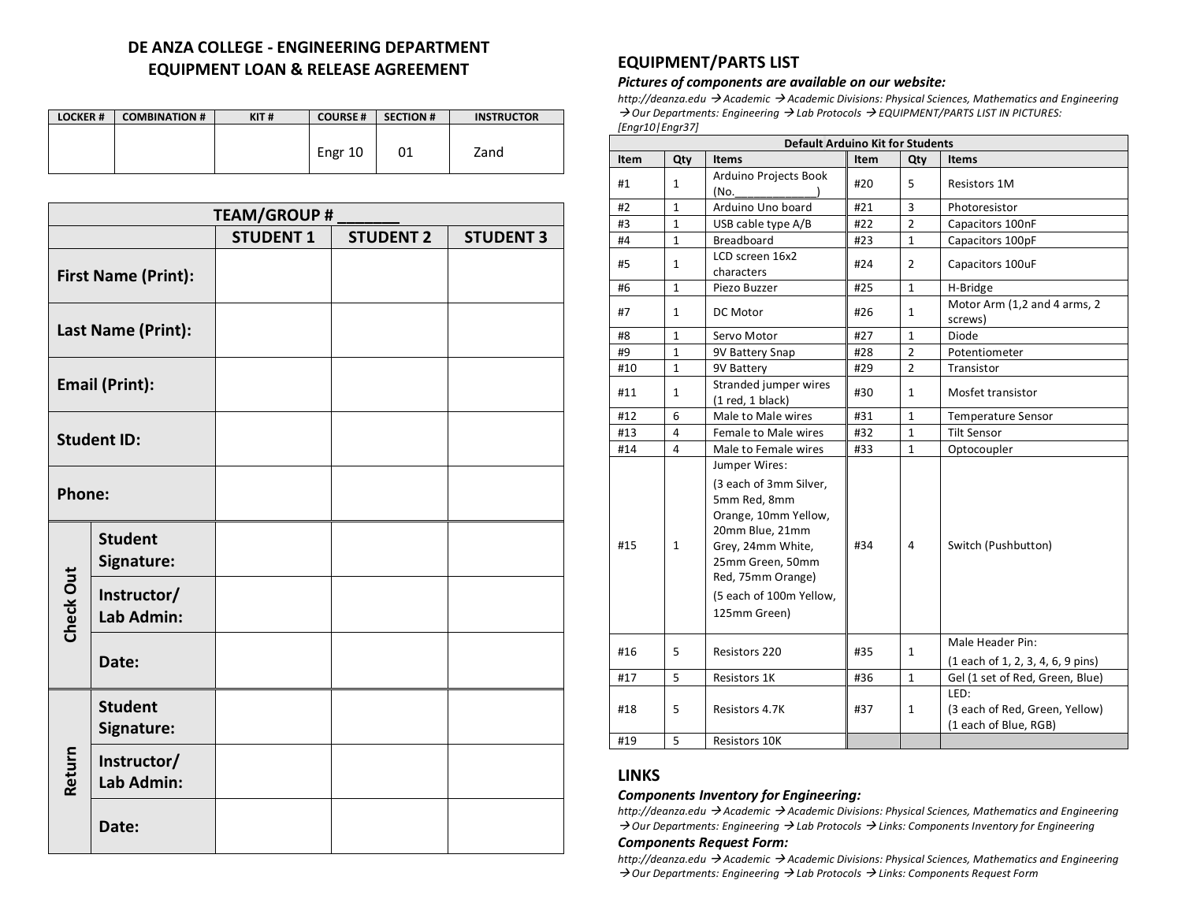# DE ANZA COLLEGE - ENGINEERING DEPARTMENT
# EQUIPMENT LOAN & RELEASE AGREEMENT

| LOCKER # | COMBINATION # | KIT # | COURSE # | SECTION # | INSTRUCTOR |
|---|---|---|---|---|---|
| | | | Engr 10 | 01 | Zand |

| TEAM/GROUP # _______ | | | | |
|---|---|---|---|---|
| | | **STUDENT 1** | **STUDENT 2** | **STUDENT 3** |
| **First Name (Print):** | | | | |
| **Last Name (Print):** | | | | |
| **Email (Print):** | | | | |
| **Student ID:** | | | | |
| **Phone:** | | | | |
| **Check Out** | **Student Signature:** | | | |
| | **Instructor/ Lab Admin:** | | | |
| | **Date:** | | | |
| **Return** | **Student Signature:** | | | |
| | **Instructor/ Lab Admin:** | | | |
| | **Date:** | | | |

## EQUIPMENT/PARTS LIST

***Pictures of components are available on our website:***

*http://deanza.edu → Academic → Academic Divisions: Physical Sciences, Mathematics and Engineering → Our Departments: Engineering → Lab Protocols → EQUIPMENT/PARTS LIST IN PICTURES: [Engr10|Engr37]*

| Default Arduino Kit for Students | | | | | |
|---|---|---|---|---|---|
| **Item** | **Qty** | **Items** | **Item** | **Qty** | **Items** |
| #1 | 1 | Arduino Projects Book (No.____________) | #20 | 5 | Resistors 1M |
| #2 | 1 | Arduino Uno board | #21 | 3 | Photoresistor |
| #3 | 1 | USB cable type A/B | #22 | 2 | Capacitors 100nF |
| #4 | 1 | Breadboard | #23 | 1 | Capacitors 100pF |
| #5 | 1 | LCD screen 16x2 characters | #24 | 2 | Capacitors 100uF |
| #6 | 1 | Piezo Buzzer | #25 | 1 | H-Bridge |
| #7 | 1 | DC Motor | #26 | 1 | Motor Arm (1,2 and 4 arms, 2 screws) |
| #8 | 1 | Servo Motor | #27 | 1 | Diode |
| #9 | 1 | 9V Battery Snap | #28 | 2 | Potentiometer |
| #10 | 1 | 9V Battery | #29 | 2 | Transistor |
| #11 | 1 | Stranded jumper wires (1 red, 1 black) | #30 | 1 | Mosfet transistor |
| #12 | 6 | Male to Male wires | #31 | 1 | Temperature Sensor |
| #13 | 4 | Female to Male wires | #32 | 1 | Tilt Sensor |
| #14 | 4 | Male to Female wires | #33 | 1 | Optocoupler |
| #15 | 1 | Jumper Wires: (3 each of 3mm Silver, 5mm Red, 8mm Orange, 10mm Yellow, 20mm Blue, 21mm Grey, 24mm White, 25mm Green, 50mm Red, 75mm Orange) (5 each of 100m Yellow, 125mm Green) | #34 | 4 | Switch (Pushbutton) |
| #16 | 5 | Resistors 220 | #35 | 1 | Male Header Pin: (1 each of 1, 2, 3, 4, 6, 9 pins) |
| #17 | 5 | Resistors 1K | #36 | 1 | Gel (1 set of Red, Green, Blue) |
| #18 | 5 | Resistors 4.7K | #37 | 1 | LED: (3 each of Red, Green, Yellow) (1 each of Blue, RGB) |
| #19 | 5 | Resistors 10K | | | |

## LINKS

***Components Inventory for Engineering:***

*http://deanza.edu → Academic → Academic Divisions: Physical Sciences, Mathematics and Engineering → Our Departments: Engineering → Lab Protocols → Links: Components Inventory for Engineering*

***Components Request Form:***

*http://deanza.edu → Academic → Academic Divisions: Physical Sciences, Mathematics and Engineering → Our Departments: Engineering → Lab Protocols → Links: Components Request Form*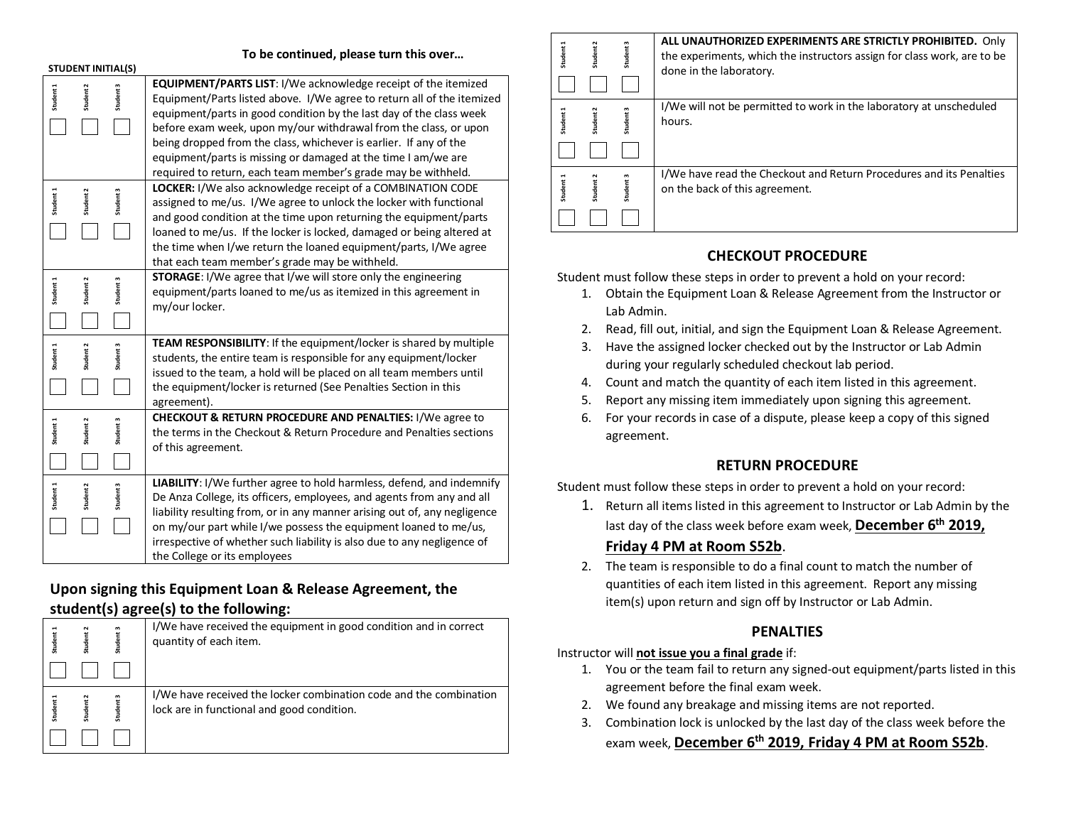**To be continued, please turn this over…**

**STUDENT INITIAL(S)**

| Student 1 | Student 2 | Student 3 | |
|---|---|---|---|
| ☐ | ☐ | ☐ | **EQUIPMENT/PARTS LIST**: I/We acknowledge receipt of the itemized Equipment/Parts listed above. I/We agree to return all of the itemized equipment/parts in good condition by the last day of the class week before exam week, upon my/our withdrawal from the class, or upon being dropped from the class, whichever is earlier. If any of the equipment/parts is missing or damaged at the time I am/we are required to return, each team member's grade may be withheld. |
| ☐ | ☐ | ☐ | **LOCKER:** I/We also acknowledge receipt of a COMBINATION CODE assigned to me/us. I/We agree to unlock the locker with functional and good condition at the time upon returning the equipment/parts loaned to me/us. If the locker is locked, damaged or being altered at the time when I/we return the loaned equipment/parts, I/We agree that each team member's grade may be withheld. |
| ☐ | ☐ | ☐ | **STORAGE**: I/We agree that I/we will store only the engineering equipment/parts loaned to me/us as itemized in this agreement in my/our locker. |
| ☐ | ☐ | ☐ | **TEAM RESPONSIBILITY**: If the equipment/locker is shared by multiple students, the entire team is responsible for any equipment/locker issued to the team, a hold will be placed on all team members until the equipment/locker is returned (See Penalties Section in this agreement). |
| ☐ | ☐ | ☐ | **CHECKOUT & RETURN PROCEDURE AND PENALTIES:** I/We agree to the terms in the Checkout & Return Procedure and Penalties sections of this agreement. |
| ☐ | ☐ | ☐ | **LIABILITY**: I/We further agree to hold harmless, defend, and indemnify De Anza College, its officers, employees, and agents from any and all liability resulting from, or in any manner arising out of, any negligence on my/our part while I/we possess the equipment loaned to me/us, irrespective of whether such liability is also due to any negligence of the College or its employees |

## Upon signing this Equipment Loan & Release Agreement, the student(s) agree(s) to the following:

| Student 1 | Student 2 | Student 3 | |
|---|---|---|---|
| ☐ | ☐ | ☐ | I/We have received the equipment in good condition and in correct quantity of each item. |
| ☐ | ☐ | ☐ | I/We have received the locker combination code and the combination lock are in functional and good condition. |
| ☐ | ☐ | ☐ | **ALL UNAUTHORIZED EXPERIMENTS ARE STRICTLY PROHIBITED.** Only the experiments, which the instructors assign for class work, are to be done in the laboratory. |
| ☐ | ☐ | ☐ | I/We will not be permitted to work in the laboratory at unscheduled hours. |
| ☐ | ☐ | ☐ | I/We have read the Checkout and Return Procedures and its Penalties on the back of this agreement. |

## CHECKOUT PROCEDURE

Student must follow these steps in order to prevent a hold on your record:

1. Obtain the Equipment Loan & Release Agreement from the Instructor or Lab Admin.
2. Read, fill out, initial, and sign the Equipment Loan & Release Agreement.
3. Have the assigned locker checked out by the Instructor or Lab Admin during your regularly scheduled checkout lab period.
4. Count and match the quantity of each item listed in this agreement.
5. Report any missing item immediately upon signing this agreement.
6. For your records in case of a dispute, please keep a copy of this signed agreement.

## RETURN PROCEDURE

Student must follow these steps in order to prevent a hold on your record:

1. Return all items listed in this agreement to Instructor or Lab Admin by the last day of the class week before exam week, **December 6th 2019, Friday 4 PM at Room S52b**.
2. The team is responsible to do a final count to match the number of quantities of each item listed in this agreement. Report any missing item(s) upon return and sign off by Instructor or Lab Admin.

## PENALTIES

Instructor will **not issue you a final grade** if:

1. You or the team fail to return any signed-out equipment/parts listed in this agreement before the final exam week.
2. We found any breakage and missing items are not reported.
3. Combination lock is unlocked by the last day of the class week before the exam week, **December 6th 2019, Friday 4 PM at Room S52b**.